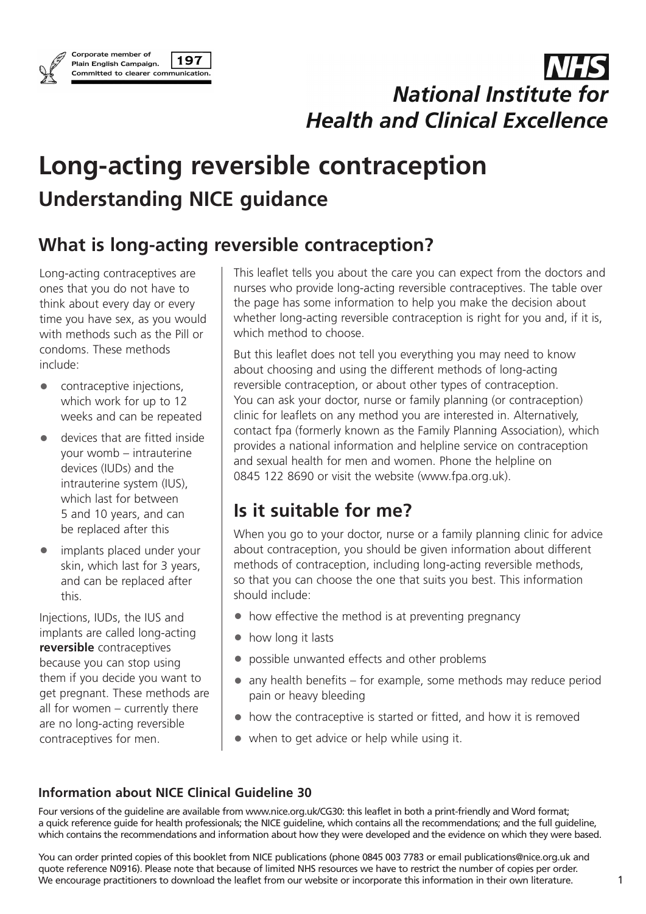Corporate member of Plain English Campaign. Committed to clearer communication. 197

NHS
National Institute for Health and Clinical Excellence

# Long-acting reversible contraception

## Understanding NICE guidance

## What is long-acting reversible contraception?

Long-acting contraceptives are ones that you do not have to think about every day or every time you have sex, as you would with methods such as the Pill or condoms. These methods include:

- contraceptive injections, which work for up to 12 weeks and can be repeated
- devices that are fitted inside your womb – intrauterine devices (IUDs) and the intrauterine system (IUS), which last for between 5 and 10 years, and can be replaced after this
- implants placed under your skin, which last for 3 years, and can be replaced after this.

Injections, IUDs, the IUS and implants are called long-acting **reversible** contraceptives because you can stop using them if you decide you want to get pregnant. These methods are all for women – currently there are no long-acting reversible contraceptives for men.

This leaflet tells you about the care you can expect from the doctors and nurses who provide long-acting reversible contraceptives. The table over the page has some information to help you make the decision about whether long-acting reversible contraception is right for you and, if it is, which method to choose.

But this leaflet does not tell you everything you may need to know about choosing and using the different methods of long-acting reversible contraception, or about other types of contraception. You can ask your doctor, nurse or family planning (or contraception) clinic for leaflets on any method you are interested in. Alternatively, contact fpa (formerly known as the Family Planning Association), which provides a national information and helpline service on contraception and sexual health for men and women. Phone the helpline on 0845 122 8690 or visit the website (www.fpa.org.uk).

## Is it suitable for me?

When you go to your doctor, nurse or a family planning clinic for advice about contraception, you should be given information about different methods of contraception, including long-acting reversible methods, so that you can choose the one that suits you best. This information should include:

- how effective the method is at preventing pregnancy
- how long it lasts
- possible unwanted effects and other problems
- any health benefits – for example, some methods may reduce period pain or heavy bleeding
- how the contraceptive is started or fitted, and how it is removed
- when to get advice or help while using it.

### Information about NICE Clinical Guideline 30

Four versions of the guideline are available from www.nice.org.uk/CG30: this leaflet in both a print-friendly and Word format; a quick reference guide for health professionals; the NICE guideline, which contains all the recommendations; and the full guideline, which contains the recommendations and information about how they were developed and the evidence on which they were based.

You can order printed copies of this booklet from NICE publications (phone 0845 003 7783 or email publications@nice.org.uk and quote reference N0916). Please note that because of limited NHS resources we have to restrict the number of copies per order. We encourage practitioners to download the leaflet from our website or incorporate this information in their own literature.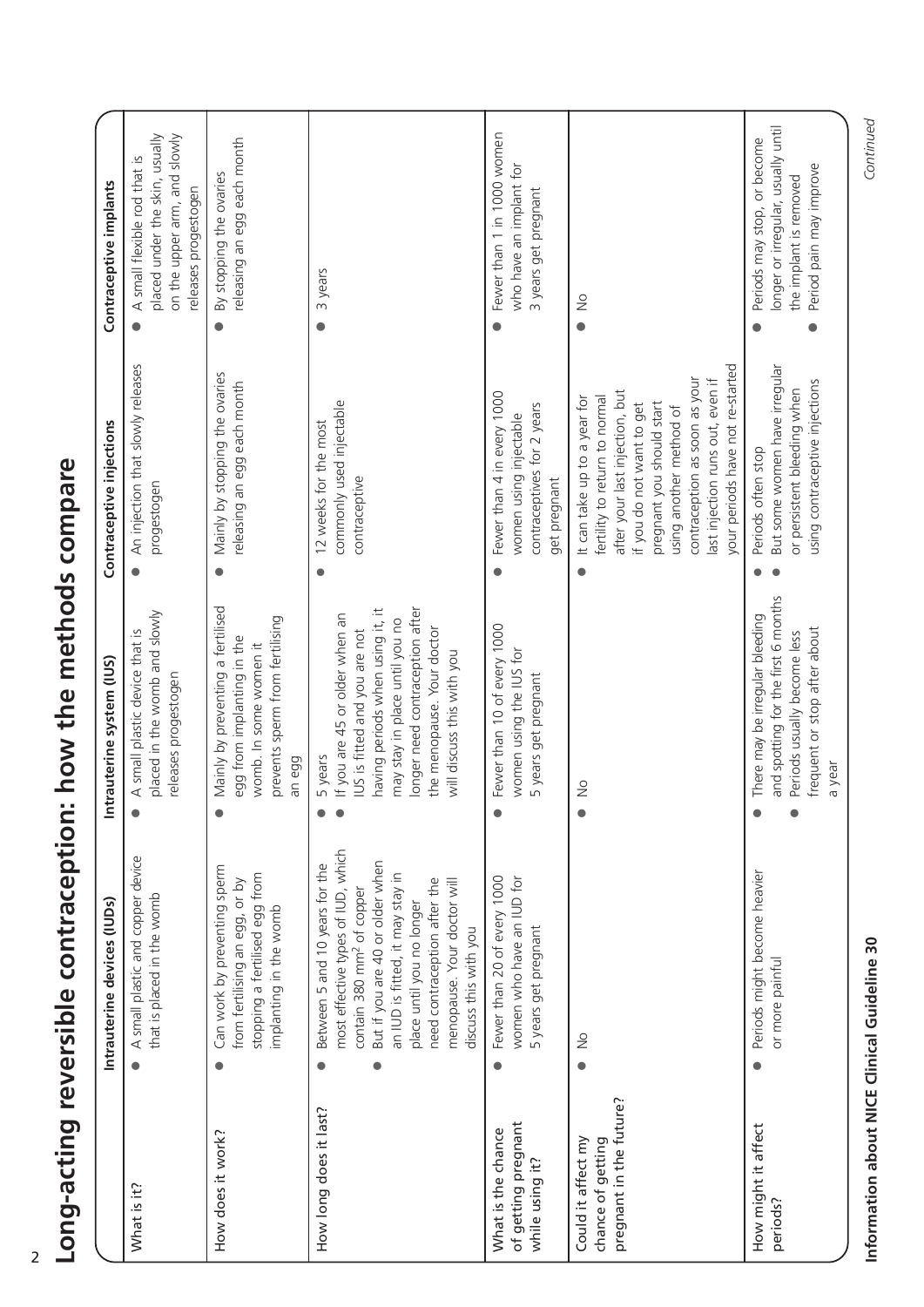# Long-acting reversible contraception: how the methods compare

| | Intrauterine devices (IUDs) | Intrauterine system (IUS) | Contraceptive injections | Contraceptive implants |
|---|---|---|---|---|
| What is it? | • A small plastic and copper device that is placed in the womb | • A small plastic device that is placed in the womb and slowly releases progestogen | • An injection that slowly releases progestogen | • A small flexible rod that is placed under the skin, usually on the upper arm, and slowly releases progestogen |
| How does it work? | • Can work by preventing sperm from fertilising an egg, or by stopping a fertilised egg from implanting in the womb | • Mainly by preventing a fertilised egg from implanting in the womb. In some women it prevents sperm from fertilising an egg | • Mainly by stopping the ovaries releasing an egg each month | • By stopping the ovaries releasing an egg each month |
| How long does it last? | • Between 5 and 10 years for the most effective types of IUD, which contain 380 mm² of copper<br>• But if you are 40 or older when an IUD is fitted, it may stay in place until you no longer need contraception after the menopause. Your doctor will discuss this with you | • 5 years<br>• If you are 45 or older when an IUS is fitted and you are not having periods when using it, it may stay in place until you no longer need contraception after the menopause. Your doctor will discuss this with you | • 12 weeks for the most commonly used injectable contraceptive | • 3 years |
| What is the chance of getting pregnant while using it? | • Fewer than 20 of every 1000 women who have an IUD for 5 years get pregnant | • Fewer than 10 of every 1000 women using the IUS for 5 years get pregnant | • Fewer than 4 in every 1000 women using injectable contraceptives for 2 years get pregnant | • Fewer than 1 in 1000 women who have an implant for 3 years get pregnant |
| Could it affect my chance of getting pregnant in the future? | • No | • No | • It can take up to a year for fertility to return to normal after your last injection, but if you do not want to get pregnant you should start using another method of contraception as soon as your last injection runs out, even if your periods have not re-started | • No |
| How might it affect periods? | • Periods might become heavier or more painful | • There may be irregular bleeding and spotting for the first 6 months<br>• Periods usually become less frequent or stop after about a year | • Periods often stop<br>• But some women have irregular or persistent bleeding when using contraceptive injections | • Periods may stop, or become longer or irregular, usually until the implant is removed<br>• Period pain may improve |

*Continued*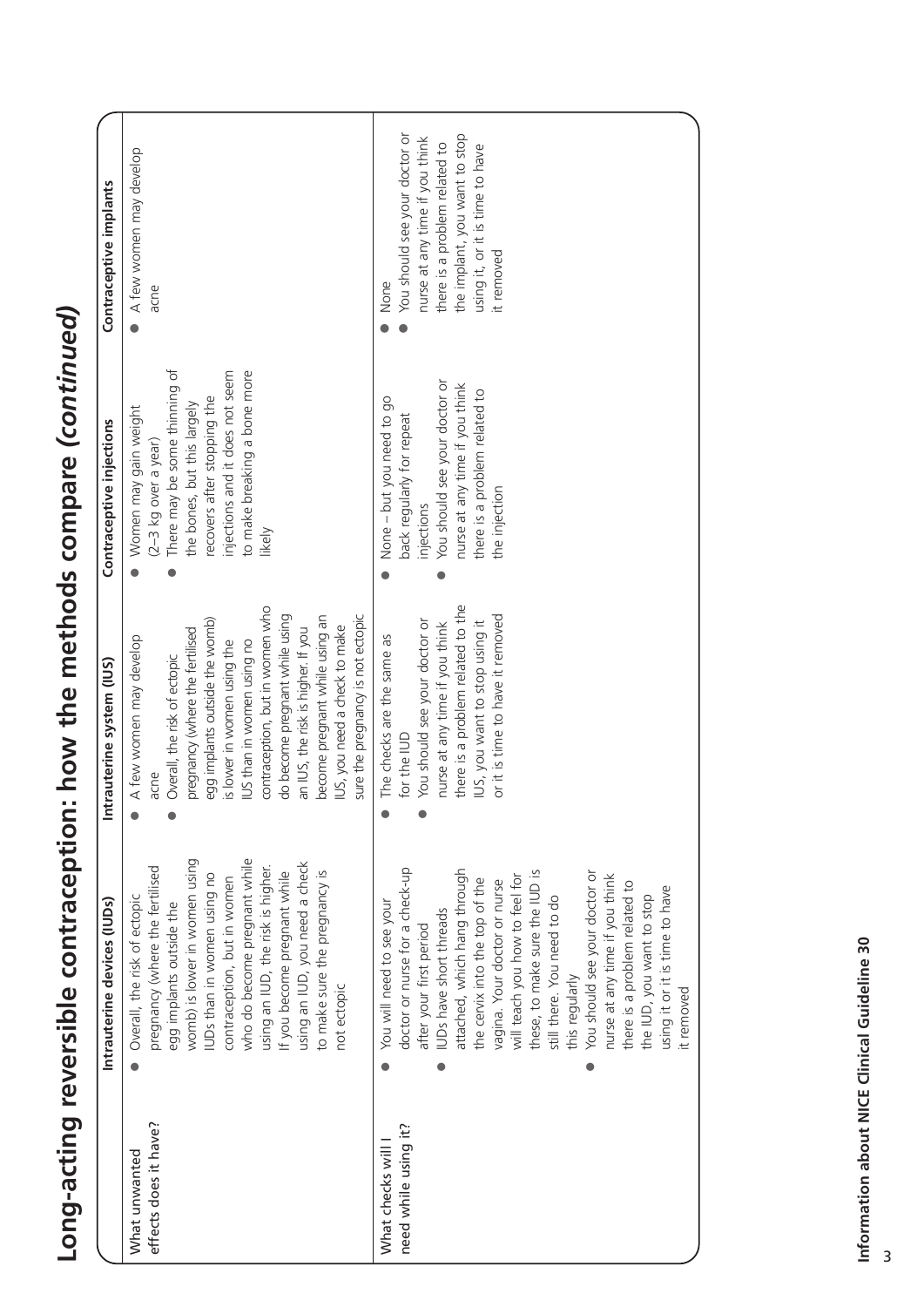# Long-acting reversible contraception: how the methods compare *(continued)*

| | Intrauterine devices (IUDs) | Intrauterine system (IUS) | Contraceptive injections | Contraceptive implants |
|---|---|---|---|---|
| What unwanted effects does it have? | • Overall, the risk of ectopic pregnancy (where the fertilised egg implants outside the womb) is lower in women using IUDs than in women using no contraception, but in women who do become pregnant while using an IUD, the risk is higher. If you become pregnant while using an IUD, you need a check to make sure the pregnancy is not ectopic | • A few women may develop acne<br>• Overall, the risk of ectopic pregnancy (where the fertilised egg implants outside the womb) is lower in women using the IUS than in women using no contraception, but in women who do become pregnant while using an IUS, the risk is higher. If you become pregnant while using an IUS, you need a check to make sure the pregnancy is not ectopic | • Women may gain weight (2–3 kg over a year)<br>• There may be some thinning of the bones, but this largely recovers after stopping the injections and it does not seem to make breaking a bone more likely | • A few women may develop acne |
| What checks will I need while using it? | • You will need to see your doctor or nurse for a check-up after your first period<br>• IUDs have short threads attached, which hang through the cervix into the top of the vagina. Your doctor or nurse will teach you how to feel for these, to make sure the IUD is still there. You need to do this regularly<br>• You should see your doctor or nurse at any time if you think there is a problem related to the IUD, you want to stop using it or it is time to have it removed | • The checks are the same as for the IUD<br>• You should see your doctor or nurse at any time if you think there is a problem related to the IUS, you want to stop using it or it is time to have it removed | • None – but you need to go back regularly for repeat injections<br>• You should see your doctor or nurse at any time if you think there is a problem related to the injection | • None<br>• You should see your doctor or nurse at any time if you think there is a problem related to the implant, you want to stop using it, or it is time to have it removed |

Information about NICE Clinical Guideline 30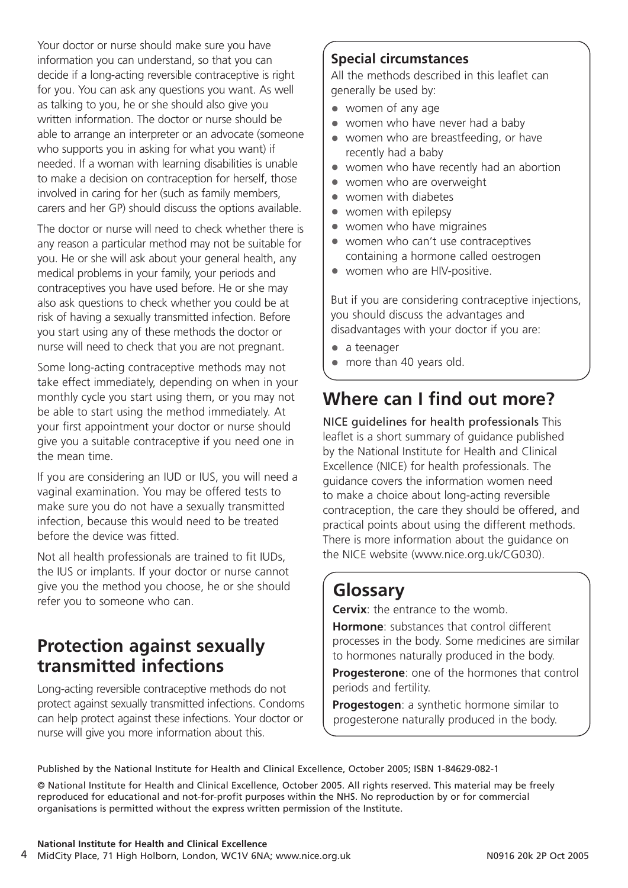Your doctor or nurse should make sure you have information you can understand, so that you can decide if a long-acting reversible contraceptive is right for you. You can ask any questions you want. As well as talking to you, he or she should also give you written information. The doctor or nurse should be able to arrange an interpreter or an advocate (someone who supports you in asking for what you want) if needed. If a woman with learning disabilities is unable to make a decision on contraception for herself, those involved in caring for her (such as family members, carers and her GP) should discuss the options available.

The doctor or nurse will need to check whether there is any reason a particular method may not be suitable for you. He or she will ask about your general health, any medical problems in your family, your periods and contraceptives you have used before. He or she may also ask questions to check whether you could be at risk of having a sexually transmitted infection. Before you start using any of these methods the doctor or nurse will need to check that you are not pregnant.

Some long-acting contraceptive methods may not take effect immediately, depending on when in your monthly cycle you start using them, or you may not be able to start using the method immediately. At your first appointment your doctor or nurse should give you a suitable contraceptive if you need one in the mean time.

If you are considering an IUD or IUS, you will need a vaginal examination. You may be offered tests to make sure you do not have a sexually transmitted infection, because this would need to be treated before the device was fitted.

Not all health professionals are trained to fit IUDs, the IUS or implants. If your doctor or nurse cannot give you the method you choose, he or she should refer you to someone who can.

## Protection against sexually transmitted infections

Long-acting reversible contraceptive methods do not protect against sexually transmitted infections. Condoms can help protect against these infections. Your doctor or nurse will give you more information about this.

### Special circumstances

All the methods described in this leaflet can generally be used by:

- women of any age
- women who have never had a baby
- women who are breastfeeding, or have recently had a baby
- women who have recently had an abortion
- women who are overweight
- women with diabetes
- women with epilepsy
- women who have migraines
- women who can't use contraceptives containing a hormone called oestrogen
- women who are HIV-positive.

But if you are considering contraceptive injections, you should discuss the advantages and disadvantages with your doctor if you are:

- a teenager
- more than 40 years old.

## Where can I find out more?

NICE guidelines for health professionals This leaflet is a short summary of guidance published by the National Institute for Health and Clinical Excellence (NICE) for health professionals. The guidance covers the information women need to make a choice about long-acting reversible contraception, the care they should be offered, and practical points about using the different methods. There is more information about the guidance on the NICE website (www.nice.org.uk/CG030).

## Glossary

**Cervix**: the entrance to the womb.

**Hormone**: substances that control different processes in the body. Some medicines are similar to hormones naturally produced in the body.

**Progesterone**: one of the hormones that control periods and fertility.

**Progestogen**: a synthetic hormone similar to progesterone naturally produced in the body.

Published by the National Institute for Health and Clinical Excellence, October 2005; ISBN 1-84629-082-1

© National Institute for Health and Clinical Excellence, October 2005. All rights reserved. This material may be freely reproduced for educational and not-for-profit purposes within the NHS. No reproduction by or for commercial organisations is permitted without the express written permission of the Institute.

**National Institute for Health and Clinical Excellence**
MidCity Place, 71 High Holborn, London, WC1V 6NA; www.nice.org.uk

N0916 20k 2P Oct 2005